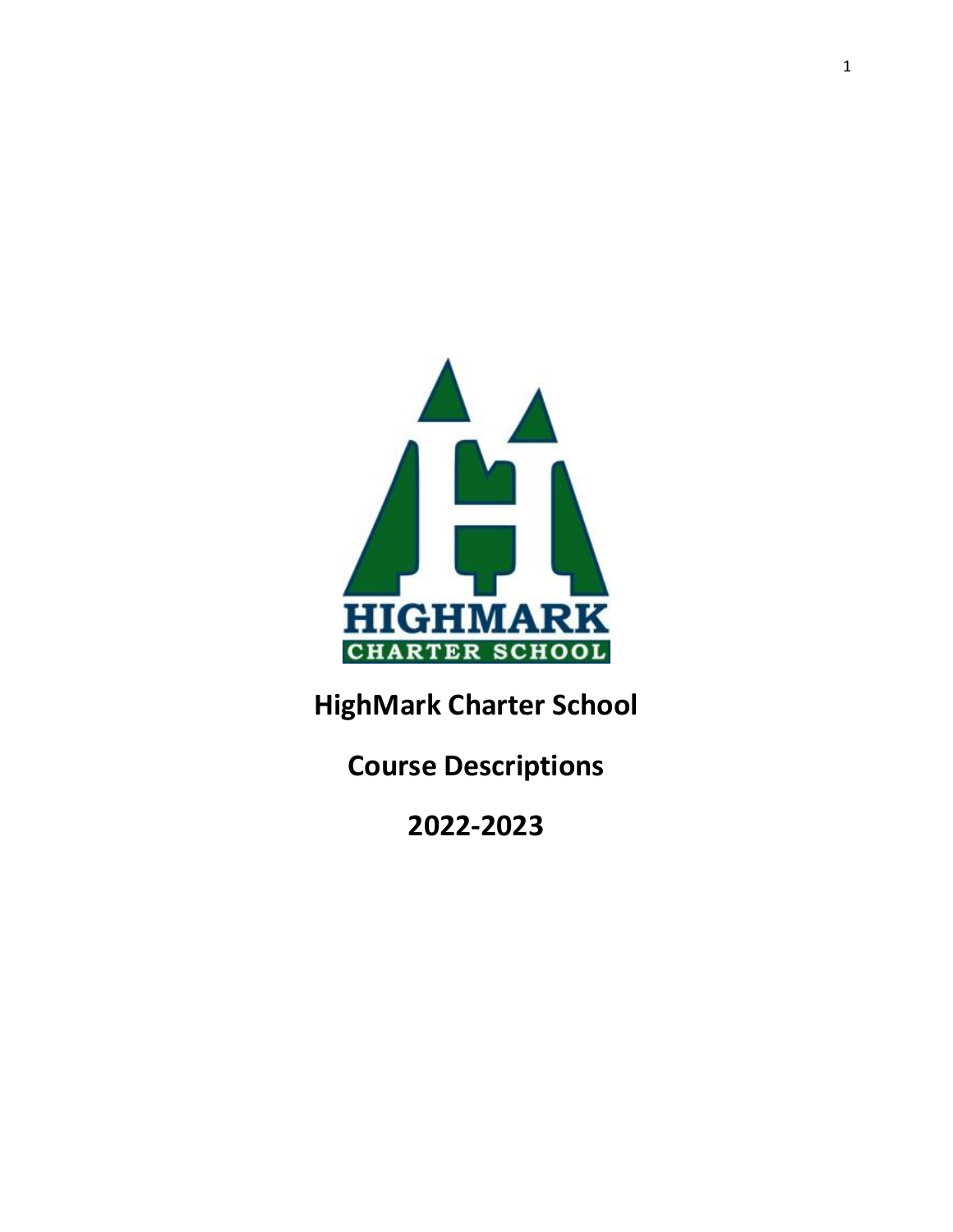# HighMark Charter School

## Course Descriptions

## 2022-2023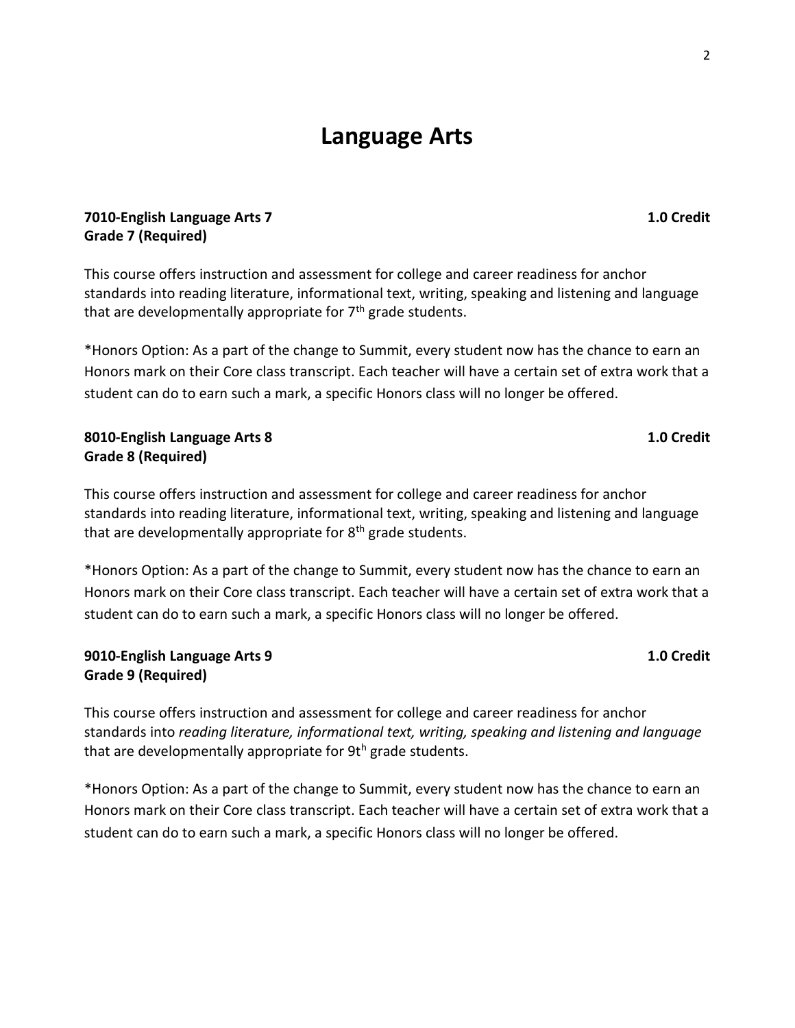# Language Arts

**7010-English Language Arts 7** **1.0 Credit**
**Grade 7 (Required)**

This course offers instruction and assessment for college and career readiness for anchor standards into reading literature, informational text, writing, speaking and listening and language that are developmentally appropriate for 7th grade students.

*Honors Option: As a part of the change to Summit, every student now has the chance to earn an Honors mark on their Core class transcript. Each teacher will have a certain set of extra work that a student can do to earn such a mark, a specific Honors class will no longer be offered.

**8010-English Language Arts 8** **1.0 Credit**
**Grade 8 (Required)**

This course offers instruction and assessment for college and career readiness for anchor standards into reading literature, informational text, writing, speaking and listening and language that are developmentally appropriate for 8th grade students.

*Honors Option: As a part of the change to Summit, every student now has the chance to earn an Honors mark on their Core class transcript. Each teacher will have a certain set of extra work that a student can do to earn such a mark, a specific Honors class will no longer be offered.

**9010-English Language Arts 9** **1.0 Credit**
**Grade 9 (Required)**

This course offers instruction and assessment for college and career readiness for anchor standards into *reading literature, informational text, writing, speaking and listening and language* that are developmentally appropriate for 9th grade students.

*Honors Option: As a part of the change to Summit, every student now has the chance to earn an Honors mark on their Core class transcript. Each teacher will have a certain set of extra work that a student can do to earn such a mark, a specific Honors class will no longer be offered.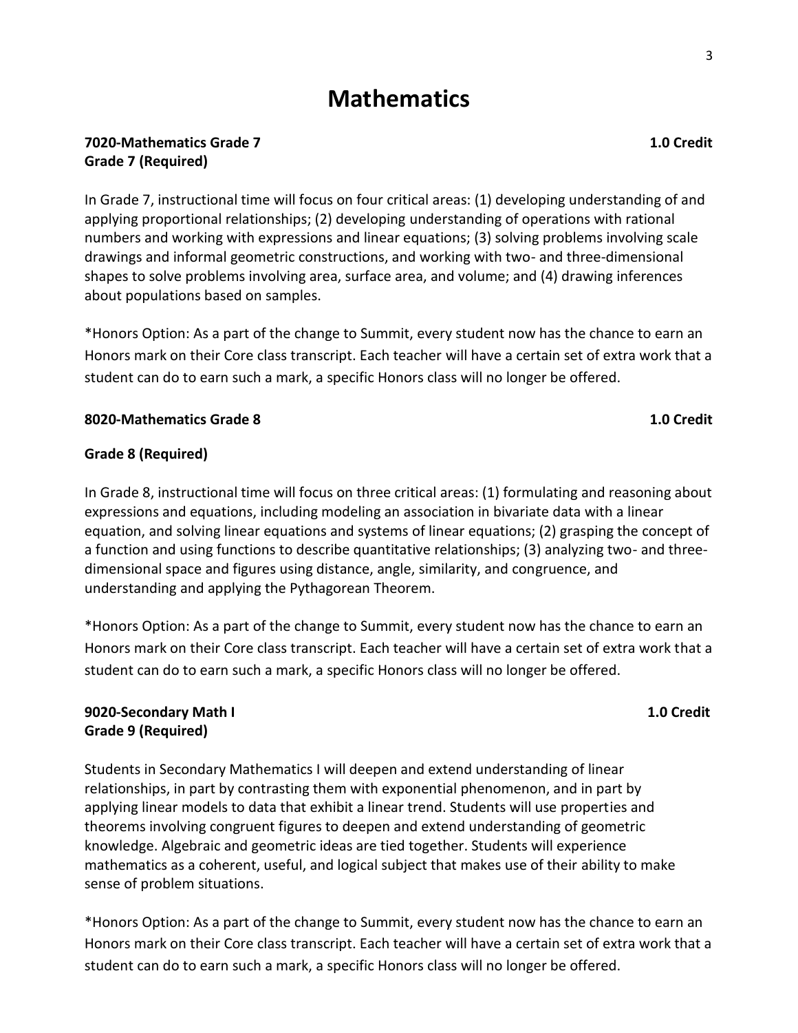# Mathematics

**7020-Mathematics Grade 7** **1.0 Credit**
**Grade 7 (Required)**

In Grade 7, instructional time will focus on four critical areas: (1) developing understanding of and applying proportional relationships; (2) developing understanding of operations with rational numbers and working with expressions and linear equations; (3) solving problems involving scale drawings and informal geometric constructions, and working with two- and three-dimensional shapes to solve problems involving area, surface area, and volume; and (4) drawing inferences about populations based on samples.

*Honors Option: As a part of the change to Summit, every student now has the chance to earn an Honors mark on their Core class transcript. Each teacher will have a certain set of extra work that a student can do to earn such a mark, a specific Honors class will no longer be offered.

**8020-Mathematics Grade 8** **1.0 Credit**

**Grade 8 (Required)**

In Grade 8, instructional time will focus on three critical areas: (1) formulating and reasoning about expressions and equations, including modeling an association in bivariate data with a linear equation, and solving linear equations and systems of linear equations; (2) grasping the concept of a function and using functions to describe quantitative relationships; (3) analyzing two- and three-dimensional space and figures using distance, angle, similarity, and congruence, and understanding and applying the Pythagorean Theorem.

*Honors Option: As a part of the change to Summit, every student now has the chance to earn an Honors mark on their Core class transcript. Each teacher will have a certain set of extra work that a student can do to earn such a mark, a specific Honors class will no longer be offered.

**9020-Secondary Math I** **1.0 Credit**
**Grade 9 (Required)**

Students in Secondary Mathematics I will deepen and extend understanding of linear relationships, in part by contrasting them with exponential phenomenon, and in part by applying linear models to data that exhibit a linear trend. Students will use properties and theorems involving congruent figures to deepen and extend understanding of geometric knowledge. Algebraic and geometric ideas are tied together. Students will experience mathematics as a coherent, useful, and logical subject that makes use of their ability to make sense of problem situations.

*Honors Option: As a part of the change to Summit, every student now has the chance to earn an Honors mark on their Core class transcript. Each teacher will have a certain set of extra work that a student can do to earn such a mark, a specific Honors class will no longer be offered.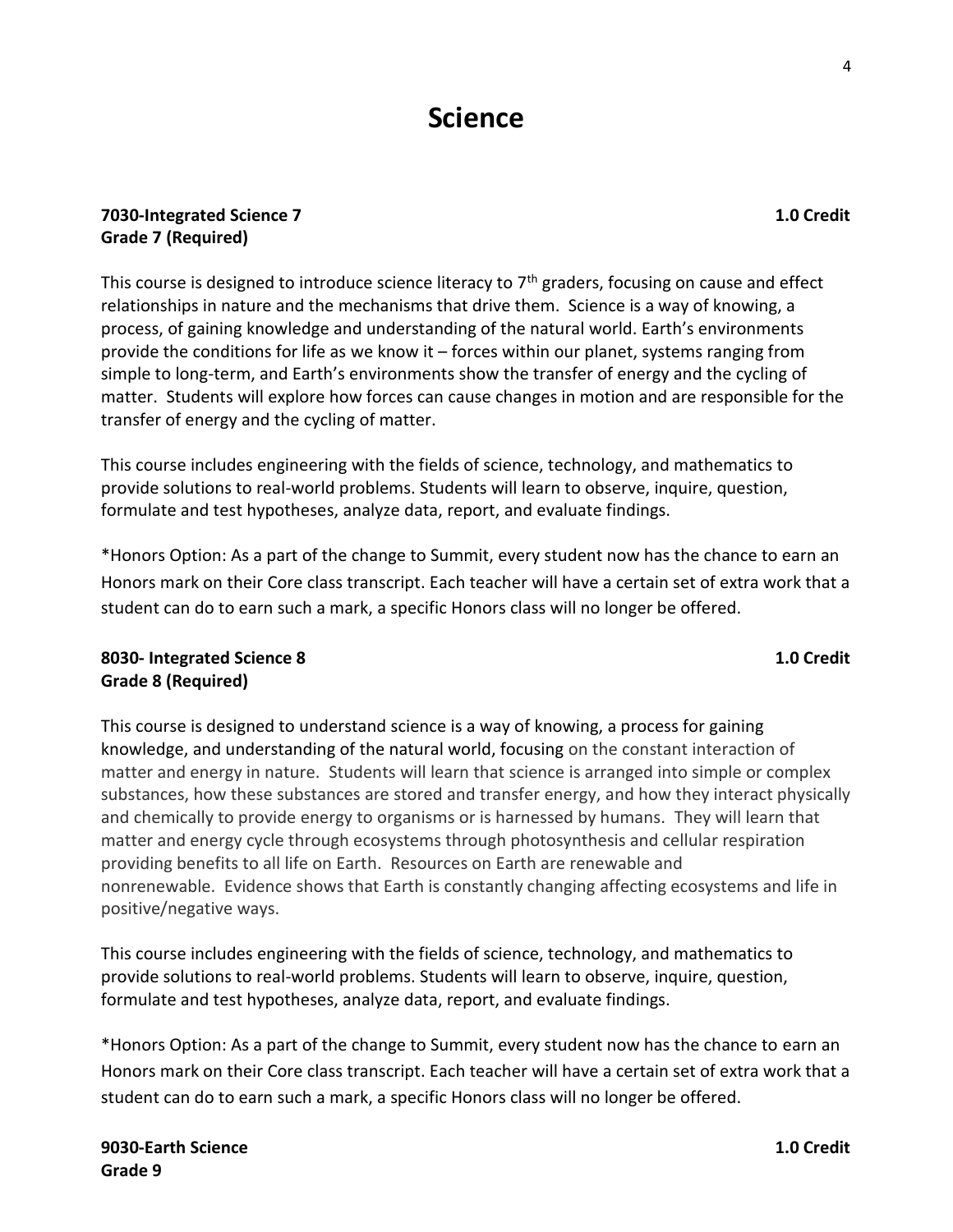# Science

**7030-Integrated Science 7** **1.0 Credit**
**Grade 7 (Required)**

This course is designed to introduce science literacy to 7th graders, focusing on cause and effect relationships in nature and the mechanisms that drive them. Science is a way of knowing, a process, of gaining knowledge and understanding of the natural world. Earth's environments provide the conditions for life as we know it – forces within our planet, systems ranging from simple to long-term, and Earth's environments show the transfer of energy and the cycling of matter. Students will explore how forces can cause changes in motion and are responsible for the transfer of energy and the cycling of matter.

This course includes engineering with the fields of science, technology, and mathematics to provide solutions to real-world problems. Students will learn to observe, inquire, question, formulate and test hypotheses, analyze data, report, and evaluate findings.

*Honors Option: As a part of the change to Summit, every student now has the chance to earn an Honors mark on their Core class transcript. Each teacher will have a certain set of extra work that a student can do to earn such a mark, a specific Honors class will no longer be offered.

**8030- Integrated Science 8** **1.0 Credit**
**Grade 8 (Required)**

This course is designed to understand science is a way of knowing, a process for gaining knowledge, and understanding of the natural world, focusing on the constant interaction of matter and energy in nature. Students will learn that science is arranged into simple or complex substances, how these substances are stored and transfer energy, and how they interact physically and chemically to provide energy to organisms or is harnessed by humans. They will learn that matter and energy cycle through ecosystems through photosynthesis and cellular respiration providing benefits to all life on Earth. Resources on Earth are renewable and nonrenewable. Evidence shows that Earth is constantly changing affecting ecosystems and life in positive/negative ways.

This course includes engineering with the fields of science, technology, and mathematics to provide solutions to real-world problems. Students will learn to observe, inquire, question, formulate and test hypotheses, analyze data, report, and evaluate findings.

*Honors Option: As a part of the change to Summit, every student now has the chance to earn an Honors mark on their Core class transcript. Each teacher will have a certain set of extra work that a student can do to earn such a mark, a specific Honors class will no longer be offered.

**9030-Earth Science** **1.0 Credit**
**Grade 9**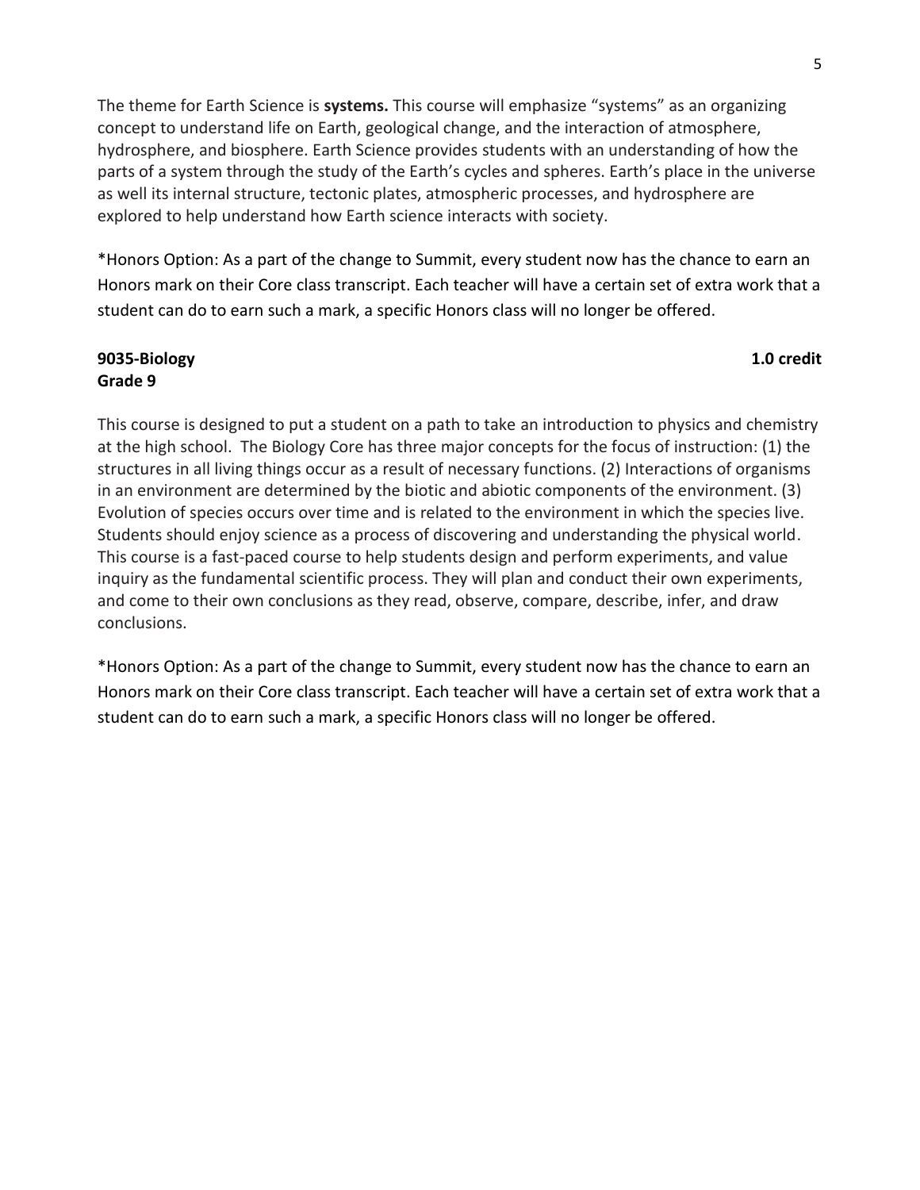The theme for Earth Science is **systems.** This course will emphasize “systems” as an organizing concept to understand life on Earth, geological change, and the interaction of atmosphere, hydrosphere, and biosphere. Earth Science provides students with an understanding of how the parts of a system through the study of the Earth’s cycles and spheres. Earth’s place in the universe as well its internal structure, tectonic plates, atmospheric processes, and hydrosphere are explored to help understand how Earth science interacts with society.

*Honors Option: As a part of the change to Summit, every student now has the chance to earn an Honors mark on their Core class transcript. Each teacher will have a certain set of extra work that a student can do to earn such a mark, a specific Honors class will no longer be offered.

**9035-Biology** **1.0 credit**
**Grade 9**

This course is designed to put a student on a path to take an introduction to physics and chemistry at the high school. The Biology Core has three major concepts for the focus of instruction: (1) the structures in all living things occur as a result of necessary functions. (2) Interactions of organisms in an environment are determined by the biotic and abiotic components of the environment. (3) Evolution of species occurs over time and is related to the environment in which the species live. Students should enjoy science as a process of discovering and understanding the physical world. This course is a fast-paced course to help students design and perform experiments, and value inquiry as the fundamental scientific process. They will plan and conduct their own experiments, and come to their own conclusions as they read, observe, compare, describe, infer, and draw conclusions.

*Honors Option: As a part of the change to Summit, every student now has the chance to earn an Honors mark on their Core class transcript. Each teacher will have a certain set of extra work that a student can do to earn such a mark, a specific Honors class will no longer be offered.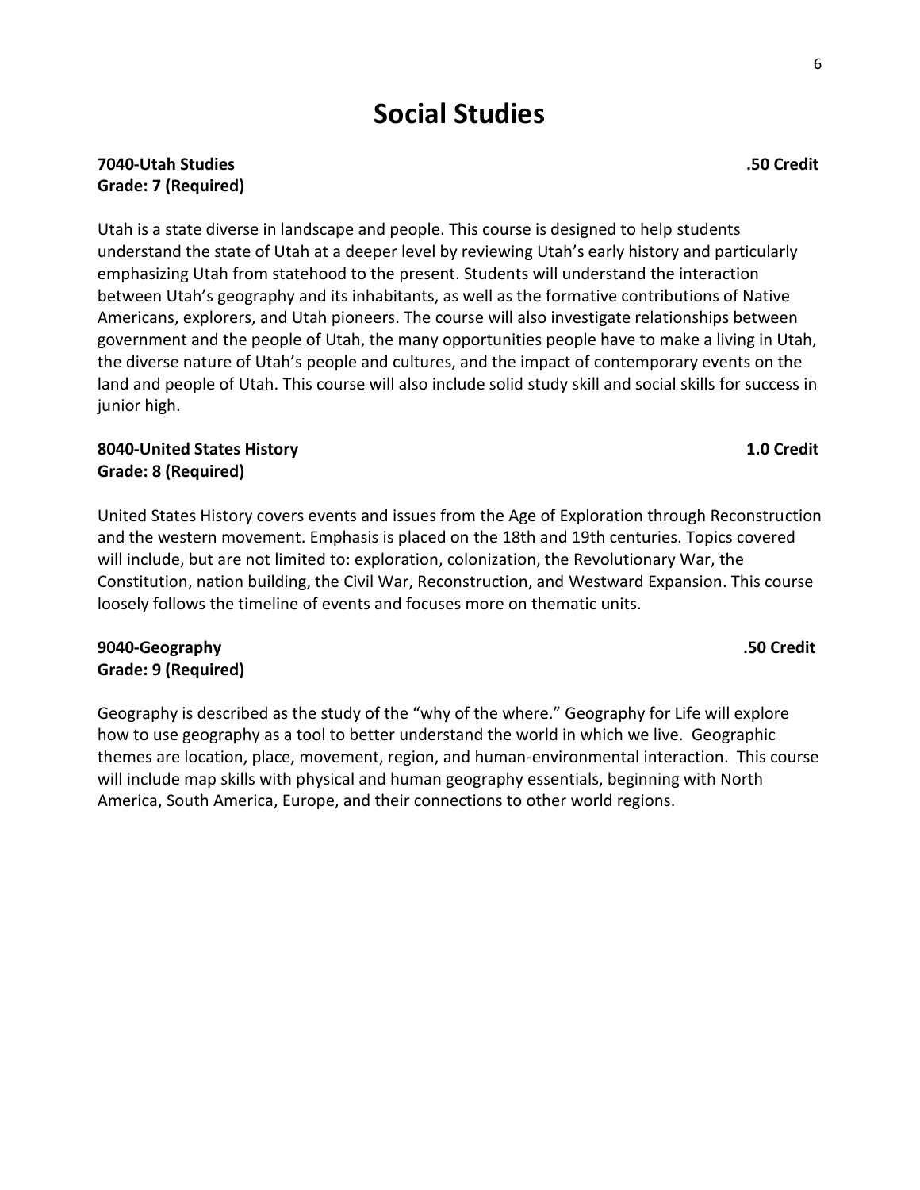# Social Studies

**7040-Utah Studies** **.50 Credit**
**Grade: 7 (Required)**

Utah is a state diverse in landscape and people. This course is designed to help students understand the state of Utah at a deeper level by reviewing Utah's early history and particularly emphasizing Utah from statehood to the present. Students will understand the interaction between Utah's geography and its inhabitants, as well as the formative contributions of Native Americans, explorers, and Utah pioneers. The course will also investigate relationships between government and the people of Utah, the many opportunities people have to make a living in Utah, the diverse nature of Utah's people and cultures, and the impact of contemporary events on the land and people of Utah. This course will also include solid study skill and social skills for success in junior high.

**8040-United States History** **1.0 Credit**
**Grade: 8 (Required)**

United States History covers events and issues from the Age of Exploration through Reconstruction and the western movement. Emphasis is placed on the 18th and 19th centuries. Topics covered will include, but are not limited to: exploration, colonization, the Revolutionary War, the Constitution, nation building, the Civil War, Reconstruction, and Westward Expansion. This course loosely follows the timeline of events and focuses more on thematic units.

**9040-Geography** **.50 Credit**
**Grade: 9 (Required)**

Geography is described as the study of the "why of the where." Geography for Life will explore how to use geography as a tool to better understand the world in which we live. Geographic themes are location, place, movement, region, and human-environmental interaction. This course will include map skills with physical and human geography essentials, beginning with North America, South America, Europe, and their connections to other world regions.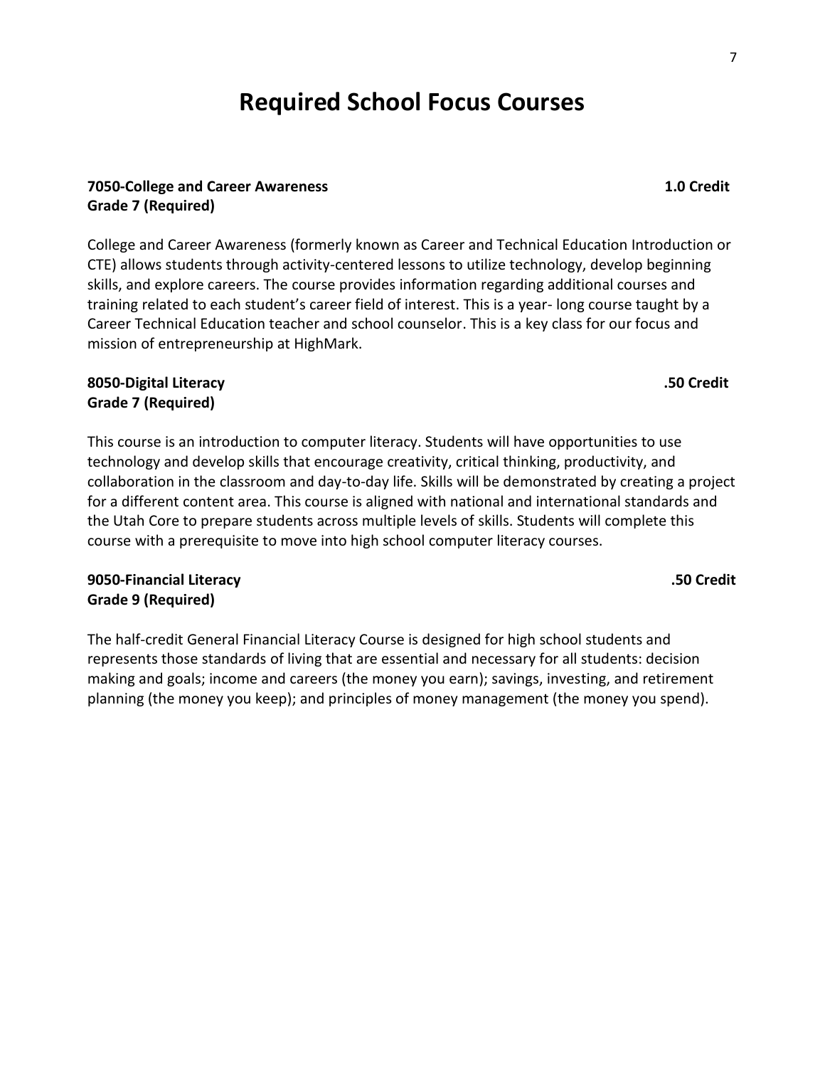# Required School Focus Courses

**7050-College and Career Awareness** **1.0 Credit**
**Grade 7 (Required)**

College and Career Awareness (formerly known as Career and Technical Education Introduction or CTE) allows students through activity-centered lessons to utilize technology, develop beginning skills, and explore careers. The course provides information regarding additional courses and training related to each student's career field of interest. This is a year- long course taught by a Career Technical Education teacher and school counselor. This is a key class for our focus and mission of entrepreneurship at HighMark.

**8050-Digital Literacy** **.50 Credit**
**Grade 7 (Required)**

This course is an introduction to computer literacy. Students will have opportunities to use technology and develop skills that encourage creativity, critical thinking, productivity, and collaboration in the classroom and day-to-day life. Skills will be demonstrated by creating a project for a different content area. This course is aligned with national and international standards and the Utah Core to prepare students across multiple levels of skills. Students will complete this course with a prerequisite to move into high school computer literacy courses.

**9050-Financial Literacy** **.50 Credit**
**Grade 9 (Required)**

The half-credit General Financial Literacy Course is designed for high school students and represents those standards of living that are essential and necessary for all students: decision making and goals; income and careers (the money you earn); savings, investing, and retirement planning (the money you keep); and principles of money management (the money you spend).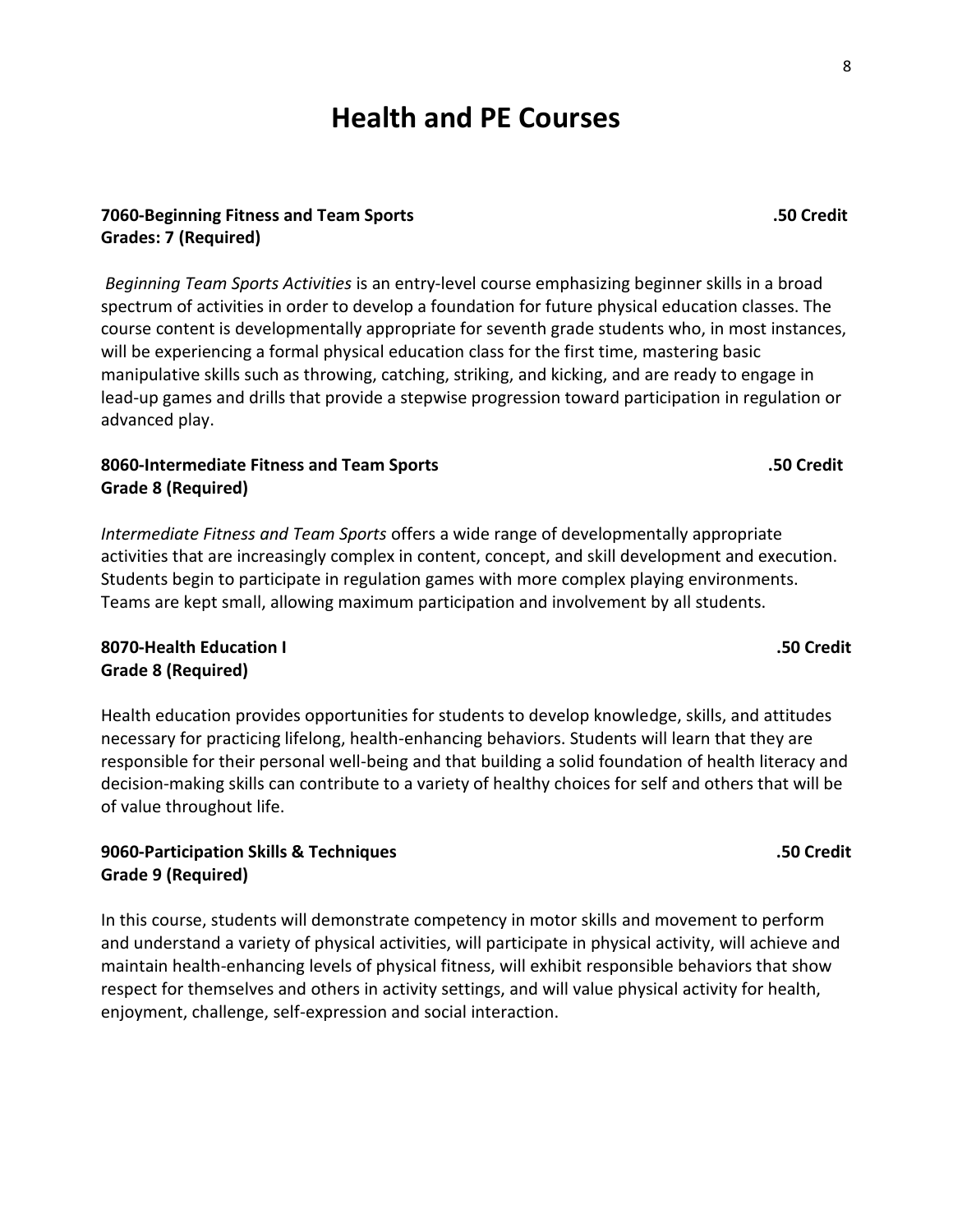# Health and PE Courses

**7060-Beginning Fitness and Team Sports** **.50 Credit**
**Grades: 7 (Required)**

*Beginning Team Sports Activities* is an entry-level course emphasizing beginner skills in a broad spectrum of activities in order to develop a foundation for future physical education classes. The course content is developmentally appropriate for seventh grade students who, in most instances, will be experiencing a formal physical education class for the first time, mastering basic manipulative skills such as throwing, catching, striking, and kicking, and are ready to engage in lead-up games and drills that provide a stepwise progression toward participation in regulation or advanced play.

**8060-Intermediate Fitness and Team Sports** **.50 Credit**
**Grade 8 (Required)**

*Intermediate Fitness and Team Sports* offers a wide range of developmentally appropriate activities that are increasingly complex in content, concept, and skill development and execution. Students begin to participate in regulation games with more complex playing environments. Teams are kept small, allowing maximum participation and involvement by all students.

**8070-Health Education I** **.50 Credit**
**Grade 8 (Required)**

Health education provides opportunities for students to develop knowledge, skills, and attitudes necessary for practicing lifelong, health-enhancing behaviors. Students will learn that they are responsible for their personal well-being and that building a solid foundation of health literacy and decision-making skills can contribute to a variety of healthy choices for self and others that will be of value throughout life.

**9060-Participation Skills & Techniques** **.50 Credit**
**Grade 9 (Required)**

In this course, students will demonstrate competency in motor skills and movement to perform and understand a variety of physical activities, will participate in physical activity, will achieve and maintain health-enhancing levels of physical fitness, will exhibit responsible behaviors that show respect for themselves and others in activity settings, and will value physical activity for health, enjoyment, challenge, self-expression and social interaction.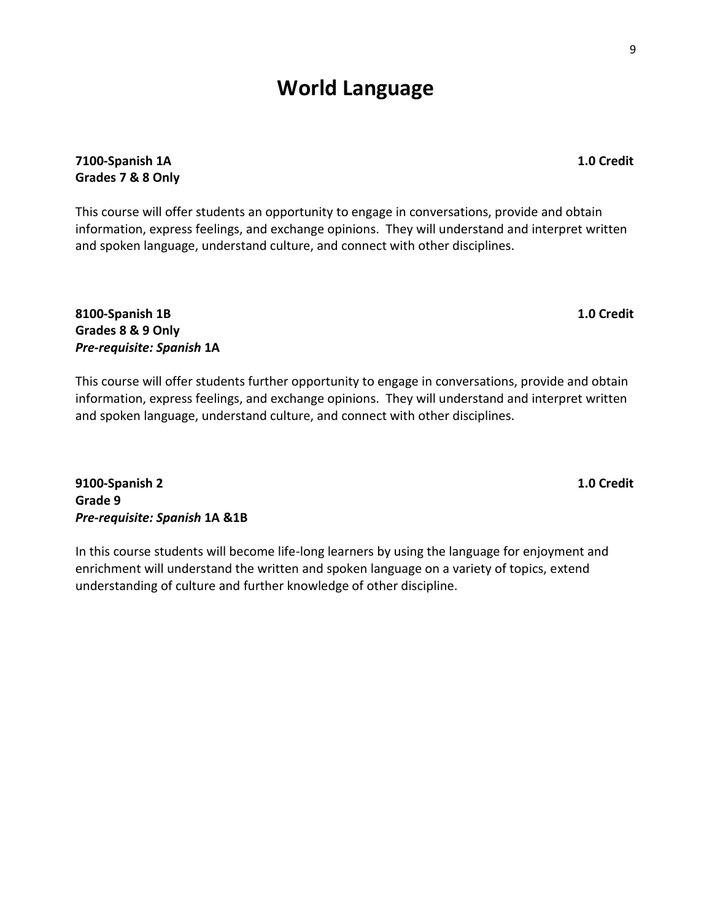# World Language

**7100-Spanish 1A** **1.0 Credit**
**Grades 7 & 8 Only**

This course will offer students an opportunity to engage in conversations, provide and obtain information, express feelings, and exchange opinions. They will understand and interpret written and spoken language, understand culture, and connect with other disciplines.

**8100-Spanish 1B** **1.0 Credit**
**Grades 8 & 9 Only**
***Pre-requisite: Spanish* 1A**

This course will offer students further opportunity to engage in conversations, provide and obtain information, express feelings, and exchange opinions. They will understand and interpret written and spoken language, understand culture, and connect with other disciplines.

**9100-Spanish 2** **1.0 Credit**
**Grade 9**
***Pre-requisite: Spanish* 1A &1B**

In this course students will become life-long learners by using the language for enjoyment and enrichment will understand the written and spoken language on a variety of topics, extend understanding of culture and further knowledge of other discipline.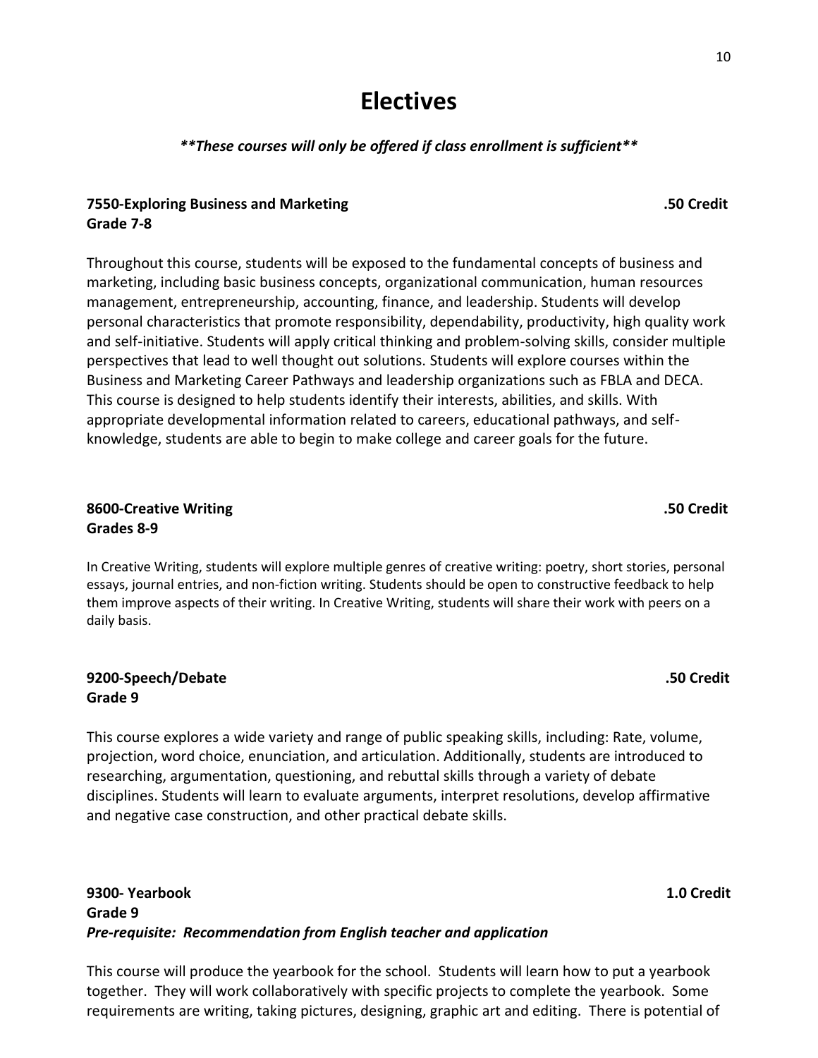# Electives

***\*\*These courses will only be offered if class enrollment is sufficient\*\****

**7550-Exploring Business and Marketing** **.50 Credit**
**Grade 7-8**

Throughout this course, students will be exposed to the fundamental concepts of business and marketing, including basic business concepts, organizational communication, human resources management, entrepreneurship, accounting, finance, and leadership. Students will develop personal characteristics that promote responsibility, dependability, productivity, high quality work and self-initiative. Students will apply critical thinking and problem-solving skills, consider multiple perspectives that lead to well thought out solutions. Students will explore courses within the Business and Marketing Career Pathways and leadership organizations such as FBLA and DECA. This course is designed to help students identify their interests, abilities, and skills. With appropriate developmental information related to careers, educational pathways, and self-knowledge, students are able to begin to make college and career goals for the future.

**8600-Creative Writing** **.50 Credit**
**Grades 8-9**

In Creative Writing, students will explore multiple genres of creative writing: poetry, short stories, personal essays, journal entries, and non-fiction writing. Students should be open to constructive feedback to help them improve aspects of their writing. In Creative Writing, students will share their work with peers on a daily basis.

**9200-Speech/Debate** **.50 Credit**
**Grade 9**

This course explores a wide variety and range of public speaking skills, including: Rate, volume, projection, word choice, enunciation, and articulation. Additionally, students are introduced to researching, argumentation, questioning, and rebuttal skills through a variety of debate disciplines. Students will learn to evaluate arguments, interpret resolutions, develop affirmative and negative case construction, and other practical debate skills.

**9300- Yearbook** **1.0 Credit**
**Grade 9**
***Pre-requisite: Recommendation from English teacher and application***

This course will produce the yearbook for the school. Students will learn how to put a yearbook together. They will work collaboratively with specific projects to complete the yearbook. Some requirements are writing, taking pictures, designing, graphic art and editing. There is potential of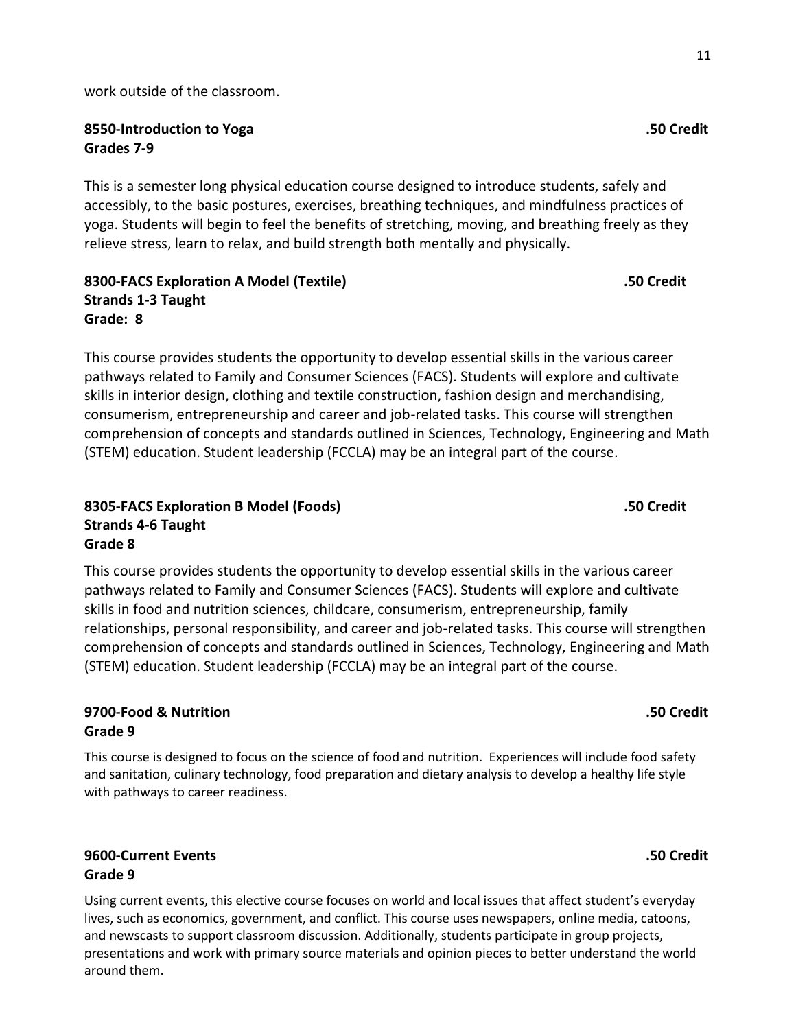work outside of the classroom.

**8550-Introduction to Yoga** **.50 Credit**
**Grades 7-9**

This is a semester long physical education course designed to introduce students, safely and accessibly, to the basic postures, exercises, breathing techniques, and mindfulness practices of yoga. Students will begin to feel the benefits of stretching, moving, and breathing freely as they relieve stress, learn to relax, and build strength both mentally and physically.

**8300-FACS Exploration A Model (Textile)** **.50 Credit**
**Strands 1-3 Taught**
**Grade: 8**

This course provides students the opportunity to develop essential skills in the various career pathways related to Family and Consumer Sciences (FACS). Students will explore and cultivate skills in interior design, clothing and textile construction, fashion design and merchandising, consumerism, entrepreneurship and career and job-related tasks. This course will strengthen comprehension of concepts and standards outlined in Sciences, Technology, Engineering and Math (STEM) education. Student leadership (FCCLA) may be an integral part of the course.

**8305-FACS Exploration B Model (Foods)** **.50 Credit**
**Strands 4-6 Taught**
**Grade 8**

This course provides students the opportunity to develop essential skills in the various career pathways related to Family and Consumer Sciences (FACS). Students will explore and cultivate skills in food and nutrition sciences, childcare, consumerism, entrepreneurship, family relationships, personal responsibility, and career and job-related tasks. This course will strengthen comprehension of concepts and standards outlined in Sciences, Technology, Engineering and Math (STEM) education. Student leadership (FCCLA) may be an integral part of the course.

**9700-Food & Nutrition** **.50 Credit**
**Grade 9**

This course is designed to focus on the science of food and nutrition. Experiences will include food safety and sanitation, culinary technology, food preparation and dietary analysis to develop a healthy life style with pathways to career readiness.

**9600-Current Events** **.50 Credit**
**Grade 9**

Using current events, this elective course focuses on world and local issues that affect student's everyday lives, such as economics, government, and conflict. This course uses newspapers, online media, catoons, and newscasts to support classroom discussion. Additionally, students participate in group projects, presentations and work with primary source materials and opinion pieces to better understand the world around them.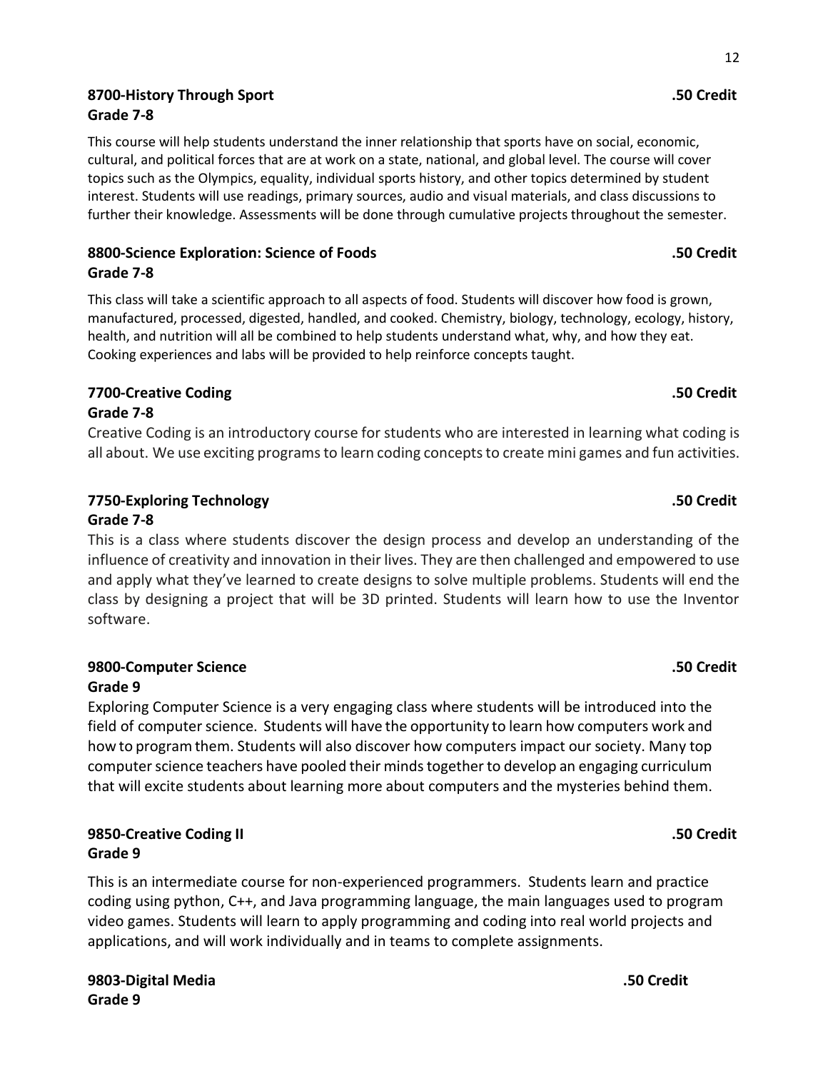**8700-History Through Sport** **.50 Credit**
**Grade 7-8**

This course will help students understand the inner relationship that sports have on social, economic, cultural, and political forces that are at work on a state, national, and global level. The course will cover topics such as the Olympics, equality, individual sports history, and other topics determined by student interest. Students will use readings, primary sources, audio and visual materials, and class discussions to further their knowledge. Assessments will be done through cumulative projects throughout the semester.

**8800-Science Exploration: Science of Foods** **.50 Credit**
**Grade 7-8**

This class will take a scientific approach to all aspects of food. Students will discover how food is grown, manufactured, processed, digested, handled, and cooked. Chemistry, biology, technology, ecology, history, health, and nutrition will all be combined to help students understand what, why, and how they eat. Cooking experiences and labs will be provided to help reinforce concepts taught.

**7700-Creative Coding** **.50 Credit**
**Grade 7-8**

Creative Coding is an introductory course for students who are interested in learning what coding is all about. We use exciting programs to learn coding concepts to create mini games and fun activities.

**7750-Exploring Technology** **.50 Credit**
**Grade 7-8**

This is a class where students discover the design process and develop an understanding of the influence of creativity and innovation in their lives. They are then challenged and empowered to use and apply what they've learned to create designs to solve multiple problems. Students will end the class by designing a project that will be 3D printed. Students will learn how to use the Inventor software.

**9800-Computer Science** **.50 Credit**
**Grade 9**

Exploring Computer Science is a very engaging class where students will be introduced into the field of computer science. Students will have the opportunity to learn how computers work and how to program them. Students will also discover how computers impact our society. Many top computer science teachers have pooled their minds together to develop an engaging curriculum that will excite students about learning more about computers and the mysteries behind them.

**9850-Creative Coding II** **.50 Credit**
**Grade 9**

This is an intermediate course for non-experienced programmers. Students learn and practice coding using python, C++, and Java programming language, the main languages used to program video games. Students will learn to apply programming and coding into real world projects and applications, and will work individually and in teams to complete assignments.

**9803-Digital Media** **.50 Credit**
**Grade 9**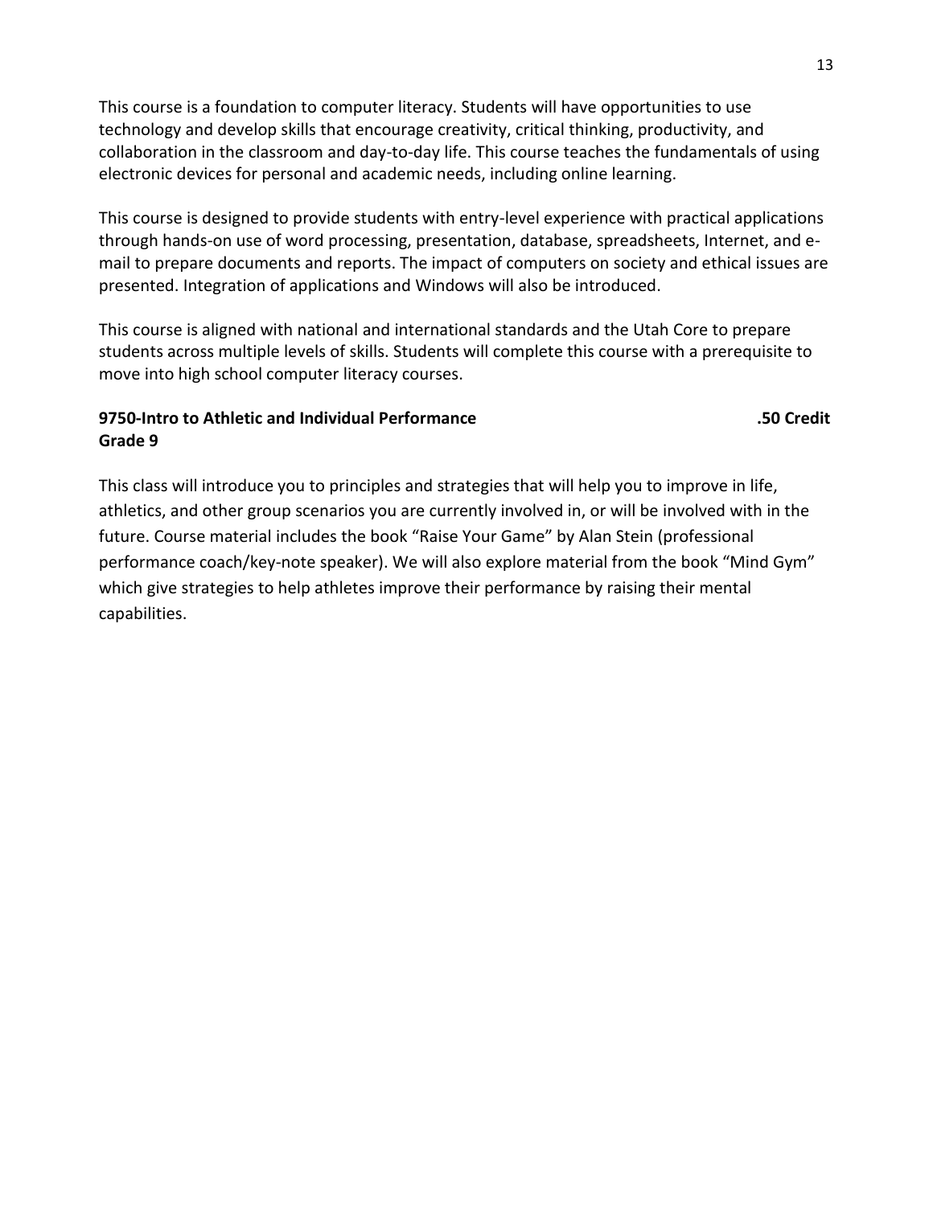This course is a foundation to computer literacy. Students will have opportunities to use technology and develop skills that encourage creativity, critical thinking, productivity, and collaboration in the classroom and day-to-day life. This course teaches the fundamentals of using electronic devices for personal and academic needs, including online learning.

This course is designed to provide students with entry-level experience with practical applications through hands-on use of word processing, presentation, database, spreadsheets, Internet, and e-mail to prepare documents and reports. The impact of computers on society and ethical issues are presented. Integration of applications and Windows will also be introduced.

This course is aligned with national and international standards and the Utah Core to prepare students across multiple levels of skills. Students will complete this course with a prerequisite to move into high school computer literacy courses.

**9750-Intro to Athletic and Individual Performance .50 Credit**
**Grade 9**

This class will introduce you to principles and strategies that will help you to improve in life, athletics, and other group scenarios you are currently involved in, or will be involved with in the future. Course material includes the book "Raise Your Game" by Alan Stein (professional performance coach/key-note speaker). We will also explore material from the book "Mind Gym" which give strategies to help athletes improve their performance by raising their mental capabilities.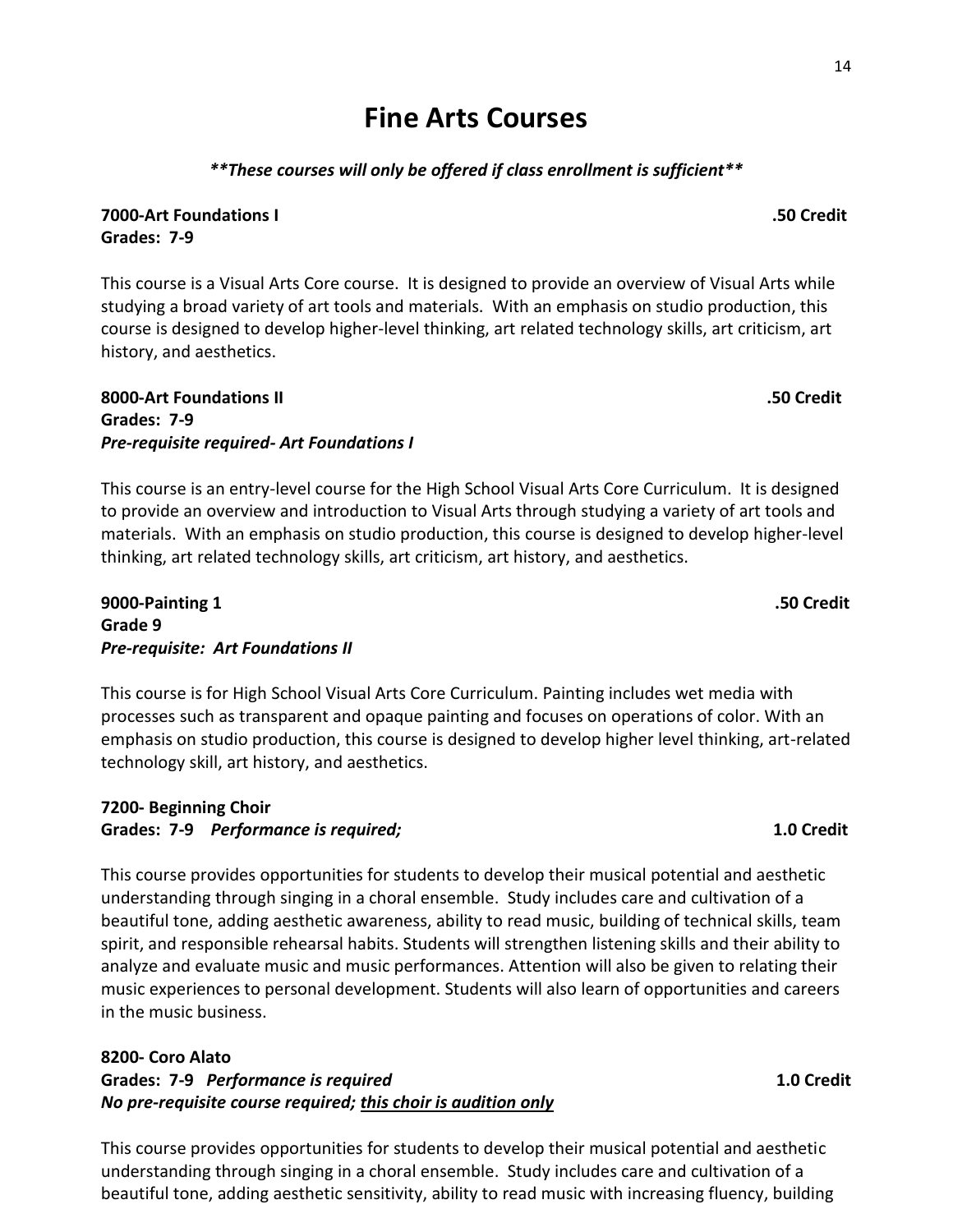# Fine Arts Courses

***These courses will only be offered if class enrollment is sufficient***

**7000-Art Foundations I** **.50 Credit**
**Grades: 7-9**

This course is a Visual Arts Core course. It is designed to provide an overview of Visual Arts while studying a broad variety of art tools and materials. With an emphasis on studio production, this course is designed to develop higher-level thinking, art related technology skills, art criticism, art history, and aesthetics.

**8000-Art Foundations II** **.50 Credit**
**Grades: 7-9**
***Pre-requisite required- Art Foundations I***

This course is an entry-level course for the High School Visual Arts Core Curriculum. It is designed to provide an overview and introduction to Visual Arts through studying a variety of art tools and materials. With an emphasis on studio production, this course is designed to develop higher-level thinking, art related technology skills, art criticism, art history, and aesthetics.

**9000-Painting 1** **.50 Credit**
**Grade 9**
***Pre-requisite: Art Foundations II***

This course is for High School Visual Arts Core Curriculum. Painting includes wet media with processes such as transparent and opaque painting and focuses on operations of color. With an emphasis on studio production, this course is designed to develop higher level thinking, art-related technology skill, art history, and aesthetics.

**7200- Beginning Choir**
**Grades: 7-9** ***Performance is required;*** **1.0 Credit**

This course provides opportunities for students to develop their musical potential and aesthetic understanding through singing in a choral ensemble. Study includes care and cultivation of a beautiful tone, adding aesthetic awareness, ability to read music, building of technical skills, team spirit, and responsible rehearsal habits. Students will strengthen listening skills and their ability to analyze and evaluate music and music performances. Attention will also be given to relating their music experiences to personal development. Students will also learn of opportunities and careers in the music business.

**8200- Coro Alato**
**Grades: 7-9** ***Performance is required*** **1.0 Credit**
***No pre-requisite course required; <u>this choir is audition only</u>***

This course provides opportunities for students to develop their musical potential and aesthetic understanding through singing in a choral ensemble. Study includes care and cultivation of a beautiful tone, adding aesthetic sensitivity, ability to read music with increasing fluency, building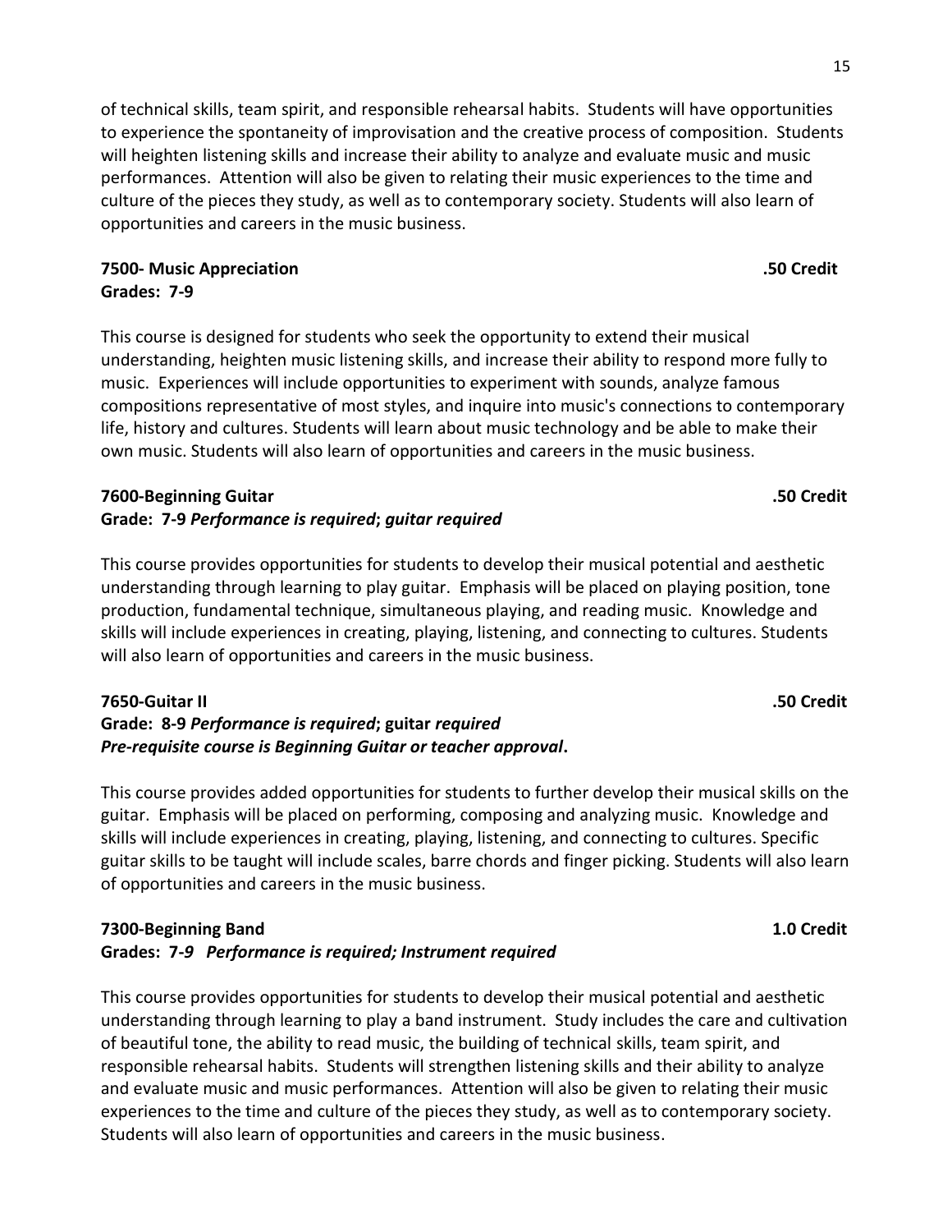of technical skills, team spirit, and responsible rehearsal habits. Students will have opportunities to experience the spontaneity of improvisation and the creative process of composition. Students will heighten listening skills and increase their ability to analyze and evaluate music and music performances. Attention will also be given to relating their music experiences to the time and culture of the pieces they study, as well as to contemporary society. Students will also learn of opportunities and careers in the music business.

**7500- Music Appreciation** **.50 Credit**
**Grades: 7-9**

This course is designed for students who seek the opportunity to extend their musical understanding, heighten music listening skills, and increase their ability to respond more fully to music. Experiences will include opportunities to experiment with sounds, analyze famous compositions representative of most styles, and inquire into music's connections to contemporary life, history and cultures. Students will learn about music technology and be able to make their own music. Students will also learn of opportunities and careers in the music business.

**7600-Beginning Guitar** **.50 Credit**
**Grade: 7-9** ***Performance is required*****;** ***guitar required***

This course provides opportunities for students to develop their musical potential and aesthetic understanding through learning to play guitar. Emphasis will be placed on playing position, tone production, fundamental technique, simultaneous playing, and reading music. Knowledge and skills will include experiences in creating, playing, listening, and connecting to cultures. Students will also learn of opportunities and careers in the music business.

**7650-Guitar II** **.50 Credit**
**Grade: 8-9** ***Performance is required*****; guitar** ***required***
***Pre-requisite course is Beginning Guitar or teacher approval*****.**

This course provides added opportunities for students to further develop their musical skills on the guitar. Emphasis will be placed on performing, composing and analyzing music. Knowledge and skills will include experiences in creating, playing, listening, and connecting to cultures. Specific guitar skills to be taught will include scales, barre chords and finger picking. Students will also learn of opportunities and careers in the music business.

**7300-Beginning Band** **1.0 Credit**
**Grades: 7-*****9 Performance is required; Instrument required***

This course provides opportunities for students to develop their musical potential and aesthetic understanding through learning to play a band instrument. Study includes the care and cultivation of beautiful tone, the ability to read music, the building of technical skills, team spirit, and responsible rehearsal habits. Students will strengthen listening skills and their ability to analyze and evaluate music and music performances. Attention will also be given to relating their music experiences to the time and culture of the pieces they study, as well as to contemporary society. Students will also learn of opportunities and careers in the music business.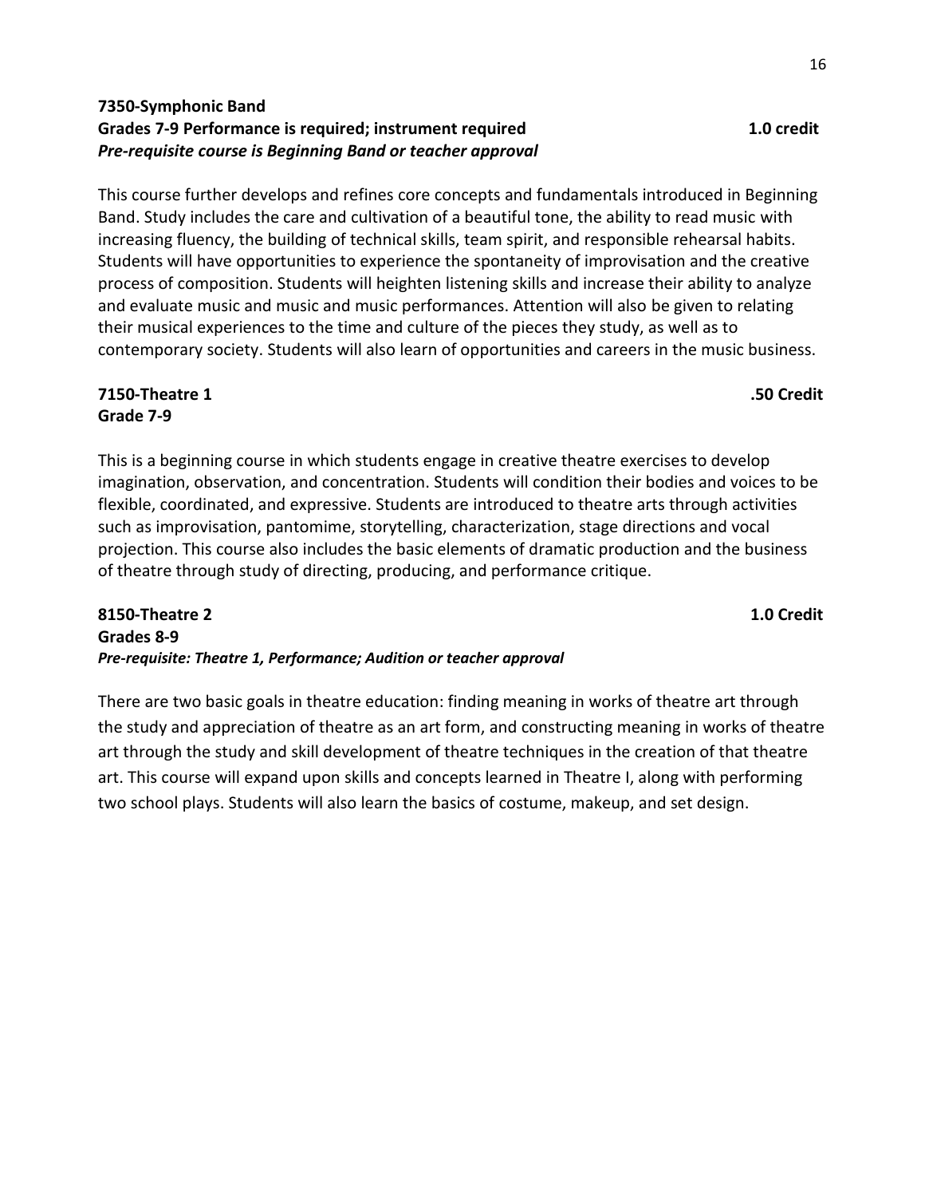**7350-Symphonic Band**
**Grades 7-9 Performance is required; instrument required** **1.0 credit**
***Pre-requisite course is Beginning Band or teacher approval***

This course further develops and refines core concepts and fundamentals introduced in Beginning Band. Study includes the care and cultivation of a beautiful tone, the ability to read music with increasing fluency, the building of technical skills, team spirit, and responsible rehearsal habits. Students will have opportunities to experience the spontaneity of improvisation and the creative process of composition. Students will heighten listening skills and increase their ability to analyze and evaluate music and music and music performances. Attention will also be given to relating their musical experiences to the time and culture of the pieces they study, as well as to contemporary society. Students will also learn of opportunities and careers in the music business.

**7150-Theatre 1** **.50 Credit**
**Grade 7-9**

This is a beginning course in which students engage in creative theatre exercises to develop imagination, observation, and concentration. Students will condition their bodies and voices to be flexible, coordinated, and expressive. Students are introduced to theatre arts through activities such as improvisation, pantomime, storytelling, characterization, stage directions and vocal projection. This course also includes the basic elements of dramatic production and the business of theatre through study of directing, producing, and performance critique.

**8150-Theatre 2** **1.0 Credit**
**Grades 8-9**
***Pre-requisite: Theatre 1, Performance; Audition or teacher approval***

There are two basic goals in theatre education: finding meaning in works of theatre art through the study and appreciation of theatre as an art form, and constructing meaning in works of theatre art through the study and skill development of theatre techniques in the creation of that theatre art. This course will expand upon skills and concepts learned in Theatre I, along with performing two school plays. Students will also learn the basics of costume, makeup, and set design.